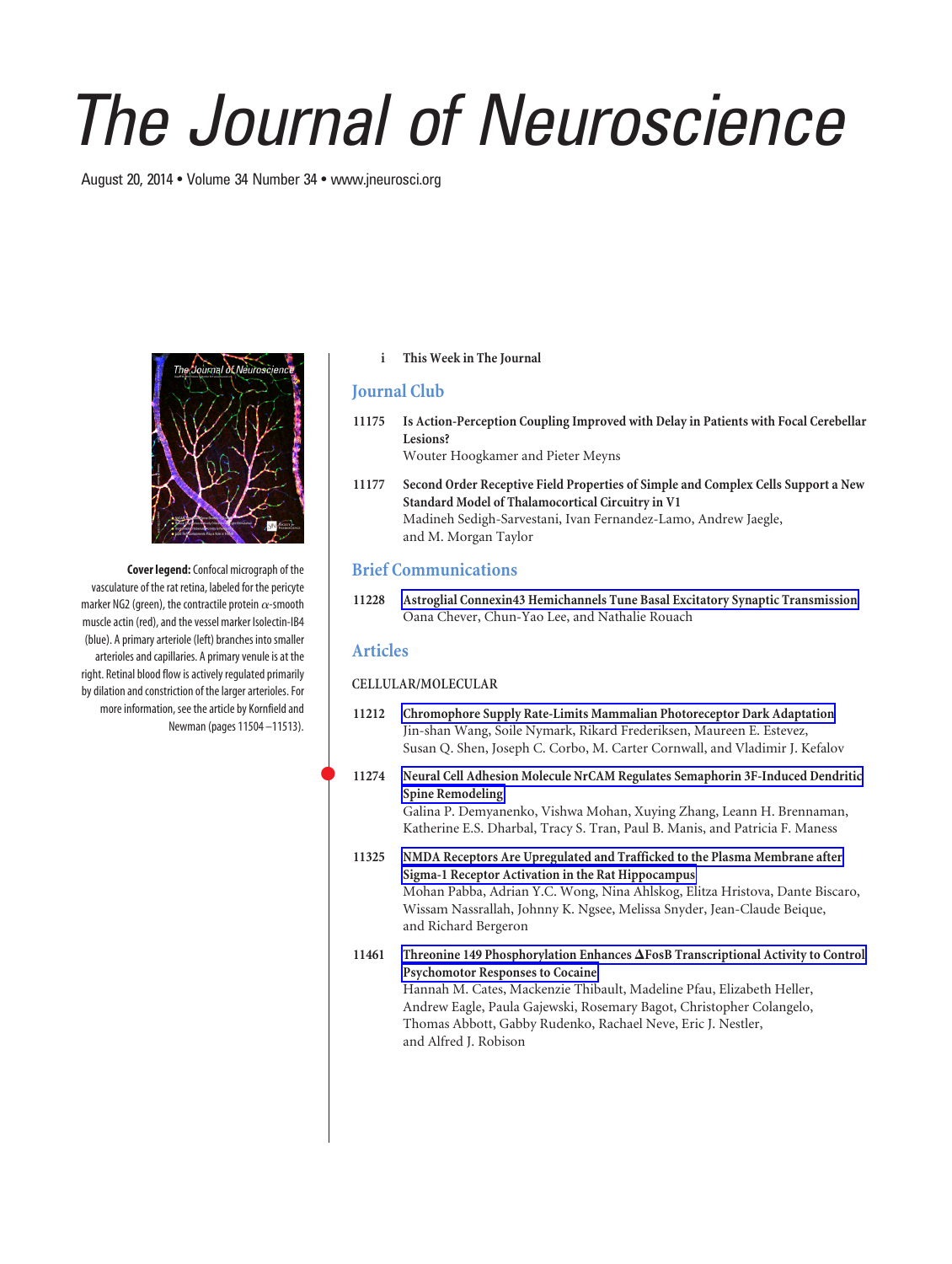# The Journal of Neuroscience

August 20, 2014 • Volume 34 Number 34 • www.jneurosci.org

**Cover legend:** Confocal micrograph of the vasculature of the rat retina, labeled for the pericyte marker NG2 (green), the contractile protein $\alpha$-smooth muscle actin (red), and the vessel marker Isolectin-IB4 (blue). A primary arteriole (left) branches into smaller arterioles and capillaries. A primary venule is at the right. Retinal blood flow is actively regulated primarily by dilation and constriction of the larger arterioles. For more information, see the article by Kornfield and Newman (pages 11504–11513).

i **This Week in The Journal**

## Journal Club

11175 **Is Action-Perception Coupling Improved with Delay in Patients with Focal Cerebellar Lesions?**
Wouter Hoogkamer and Pieter Meyns

11177 **Second Order Receptive Field Properties of Simple and Complex Cells Support a New Standard Model of Thalamocortical Circuitry in V1**
Madineh Sedigh-Sarvestani, Ivan Fernandez-Lamo, Andrew Jaegle, and M. Morgan Taylor

## Brief Communications

11228 **Astroglial Connexin43 Hemichannels Tune Basal Excitatory Synaptic Transmission**
Oana Chever, Chun-Yao Lee, and Nathalie Rouach

## Articles

### CELLULAR/MOLECULAR

11212 **Chromophore Supply Rate-Limits Mammalian Photoreceptor Dark Adaptation**
Jin-shan Wang, Soile Nymark, Rikard Frederiksen, Maureen E. Estevez, Susan Q. Shen, Joseph C. Corbo, M. Carter Cornwall, and Vladimir J. Kefalov

11274 **Neural Cell Adhesion Molecule NrCAM Regulates Semaphorin 3F-Induced Dendritic Spine Remodeling**
Galina P. Demyanenko, Vishwa Mohan, Xuying Zhang, Leann H. Brennaman, Katherine E.S. Dharbal, Tracy S. Tran, Paul B. Manis, and Patricia F. Maness

11325 **NMDA Receptors Are Upregulated and Trafficked to the Plasma Membrane after Sigma-1 Receptor Activation in the Rat Hippocampus**
Mohan Pabba, Adrian Y.C. Wong, Nina Ahlskog, Elitza Hristova, Dante Biscaro, Wissam Nassrallah, Johnny K. Ngsee, Melissa Snyder, Jean-Claude Beique, and Richard Bergeron

11461 **Threonine 149 Phosphorylation Enhances ΔFosB Transcriptional Activity to Control Psychomotor Responses to Cocaine**
Hannah M. Cates, Mackenzie Thibault, Madeline Pfau, Elizabeth Heller, Andrew Eagle, Paula Gajewski, Rosemary Bagot, Christopher Colangelo, Thomas Abbott, Gabby Rudenko, Rachael Neve, Eric J. Nestler, and Alfred J. Robison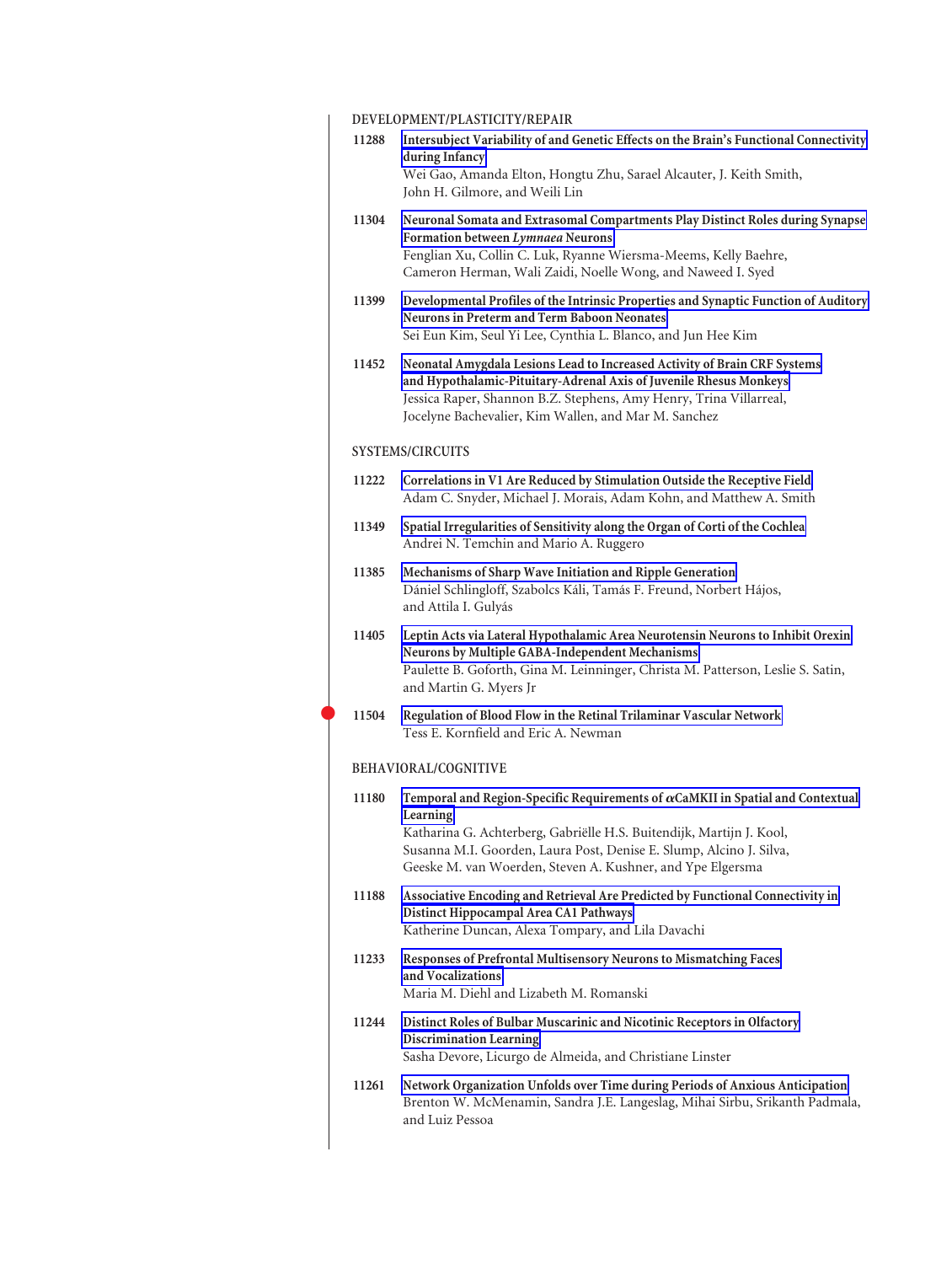## DEVELOPMENT/PLASTICITY/REPAIR

**11288** **Intersubject Variability of and Genetic Effects on the Brain's Functional Connectivity during Infancy**
Wei Gao, Amanda Elton, Hongtu Zhu, Sarael Alcauter, J. Keith Smith, John H. Gilmore, and Weili Lin

**11304** **Neuronal Somata and Extrasomal Compartments Play Distinct Roles during Synapse Formation between *Lymnaea* Neurons**
Fenglian Xu, Collin C. Luk, Ryanne Wiersma-Meems, Kelly Baehre, Cameron Herman, Wali Zaidi, Noelle Wong, and Naweed I. Syed

**11399** **Developmental Profiles of the Intrinsic Properties and Synaptic Function of Auditory Neurons in Preterm and Term Baboon Neonates**
Sei Eun Kim, Seul Yi Lee, Cynthia L. Blanco, and Jun Hee Kim

**11452** **Neonatal Amygdala Lesions Lead to Increased Activity of Brain CRF Systems and Hypothalamic-Pituitary-Adrenal Axis of Juvenile Rhesus Monkeys**
Jessica Raper, Shannon B.Z. Stephens, Amy Henry, Trina Villarreal, Jocelyne Bachevalier, Kim Wallen, and Mar M. Sanchez

## SYSTEMS/CIRCUITS

**11222** **Correlations in V1 Are Reduced by Stimulation Outside the Receptive Field**
Adam C. Snyder, Michael J. Morais, Adam Kohn, and Matthew A. Smith

**11349** **Spatial Irregularities of Sensitivity along the Organ of Corti of the Cochlea**
Andrei N. Temchin and Mario A. Ruggero

**11385** **Mechanisms of Sharp Wave Initiation and Ripple Generation**
Dániel Schlingloff, Szabolcs Káli, Tamás F. Freund, Norbert Hájos, and Attila I. Gulyás

**11405** **Leptin Acts via Lateral Hypothalamic Area Neurotensin Neurons to Inhibit Orexin Neurons by Multiple GABA-Independent Mechanisms**
Paulette B. Goforth, Gina M. Leinninger, Christa M. Patterson, Leslie S. Satin, and Martin G. Myers Jr

**11504** **Regulation of Blood Flow in the Retinal Trilaminar Vascular Network**
Tess E. Kornfield and Eric A. Newman

## BEHAVIORAL/COGNITIVE

**11180** **Temporal and Region-Specific Requirements of αCaMKII in Spatial and Contextual Learning**
Katharina G. Achterberg, Gabriëlle H.S. Buitendijk, Martijn J. Kool, Susanna M.I. Goorden, Laura Post, Denise E. Slump, Alcino J. Silva, Geeske M. van Woerden, Steven A. Kushner, and Ype Elgersma

**11188** **Associative Encoding and Retrieval Are Predicted by Functional Connectivity in Distinct Hippocampal Area CA1 Pathways**
Katherine Duncan, Alexa Tompary, and Lila Davachi

**11233** **Responses of Prefrontal Multisensory Neurons to Mismatching Faces and Vocalizations**
Maria M. Diehl and Lizabeth M. Romanski

**11244** **Distinct Roles of Bulbar Muscarinic and Nicotinic Receptors in Olfactory Discrimination Learning**
Sasha Devore, Licurgo de Almeida, and Christiane Linster

**11261** **Network Organization Unfolds over Time during Periods of Anxious Anticipation**
Brenton W. McMenamin, Sandra J.E. Langeslag, Mihai Sirbu, Srikanth Padmala, and Luiz Pessoa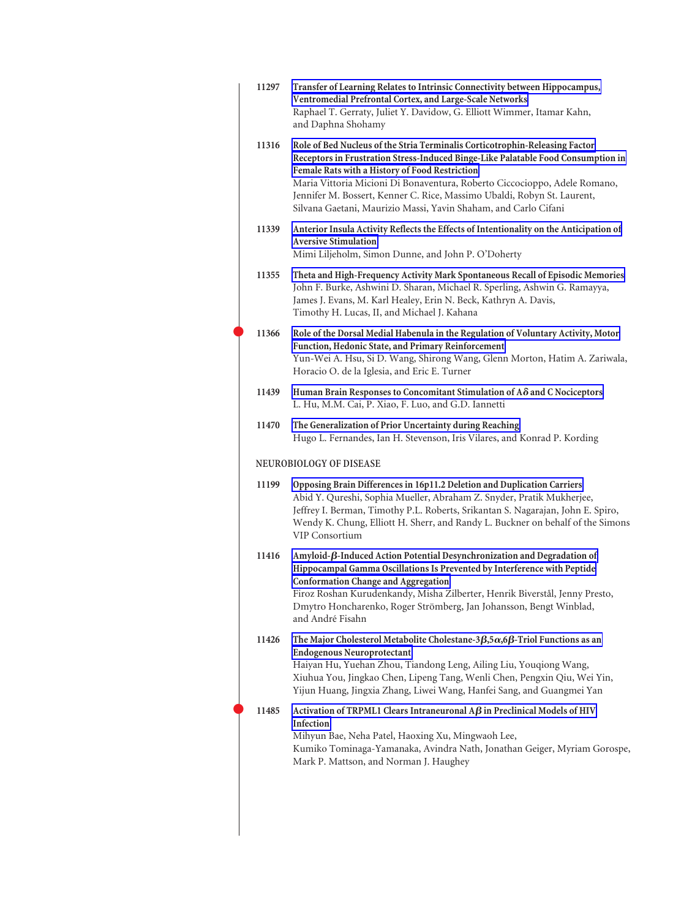11297 **Transfer of Learning Relates to Intrinsic Connectivity between Hippocampus, Ventromedial Prefrontal Cortex, and Large-Scale Networks**
Raphael T. Gerraty, Juliet Y. Davidow, G. Elliott Wimmer, Itamar Kahn, and Daphna Shohamy

11316 **Role of Bed Nucleus of the Stria Terminalis Corticotrophin-Releasing Factor Receptors in Frustration Stress-Induced Binge-Like Palatable Food Consumption in Female Rats with a History of Food Restriction**
Maria Vittoria Micioni Di Bonaventura, Roberto Ciccocioppo, Adele Romano, Jennifer M. Bossert, Kenner C. Rice, Massimo Ubaldi, Robyn St. Laurent, Silvana Gaetani, Maurizio Massi, Yavin Shaham, and Carlo Cifani

11339 **Anterior Insula Activity Reflects the Effects of Intentionality on the Anticipation of Aversive Stimulation**
Mimi Liljeholm, Simon Dunne, and John P. O'Doherty

11355 **Theta and High-Frequency Activity Mark Spontaneous Recall of Episodic Memories**
John F. Burke, Ashwini D. Sharan, Michael R. Sperling, Ashwin G. Ramayya, James J. Evans, M. Karl Healey, Erin N. Beck, Kathryn A. Davis, Timothy H. Lucas, II, and Michael J. Kahana

11366 **Role of the Dorsal Medial Habenula in the Regulation of Voluntary Activity, Motor Function, Hedonic State, and Primary Reinforcement**
Yun-Wei A. Hsu, Si D. Wang, Shirong Wang, Glenn Morton, Hatim A. Zariwala, Horacio O. de la Iglesia, and Eric E. Turner

11439 **Human Brain Responses to Concomitant Stimulation of A$\delta$ and C Nociceptors**
L. Hu, M.M. Cai, P. Xiao, F. Luo, and G.D. Iannetti

11470 **The Generalization of Prior Uncertainty during Reaching**
Hugo L. Fernandes, Ian H. Stevenson, Iris Vilares, and Konrad P. Kording

## NEUROBIOLOGY OF DISEASE

11199 **Opposing Brain Differences in 16p11.2 Deletion and Duplication Carriers**
Abid Y. Qureshi, Sophia Mueller, Abraham Z. Snyder, Pratik Mukherjee, Jeffrey I. Berman, Timothy P.L. Roberts, Srikantan S. Nagarajan, John E. Spiro, Wendy K. Chung, Elliott H. Sherr, and Randy L. Buckner on behalf of the Simons VIP Consortium

11416 **Amyloid-$\beta$-Induced Action Potential Desynchronization and Degradation of Hippocampal Gamma Oscillations Is Prevented by Interference with Peptide Conformation Change and Aggregation**
Firoz Roshan Kurudenkandy, Misha Zilberter, Henrik Biverstål, Jenny Presto, Dmytro Honcharenko, Roger Strömberg, Jan Johansson, Bengt Winblad, and André Fisahn

11426 **The Major Cholesterol Metabolite Cholestane-3$\beta$,5$\alpha$,6$\beta$-Triol Functions as an Endogenous Neuroprotectant**
Haiyan Hu, Yuehan Zhou, Tiandong Leng, Ailing Liu, Youqiong Wang, Xiuhua You, Jingkao Chen, Lipeng Tang, Wenli Chen, Pengxin Qiu, Wei Yin, Yijun Huang, Jingxia Zhang, Liwei Wang, Hanfei Sang, and Guangmei Yan

11485 **Activation of TRPML1 Clears Intraneuronal A$\beta$ in Preclinical Models of HIV Infection**
Mihyun Bae, Neha Patel, Haoxing Xu, Mingwaoh Lee, Kumiko Tominaga-Yamanaka, Avindra Nath, Jonathan Geiger, Myriam Gorospe, Mark P. Mattson, and Norman J. Haughey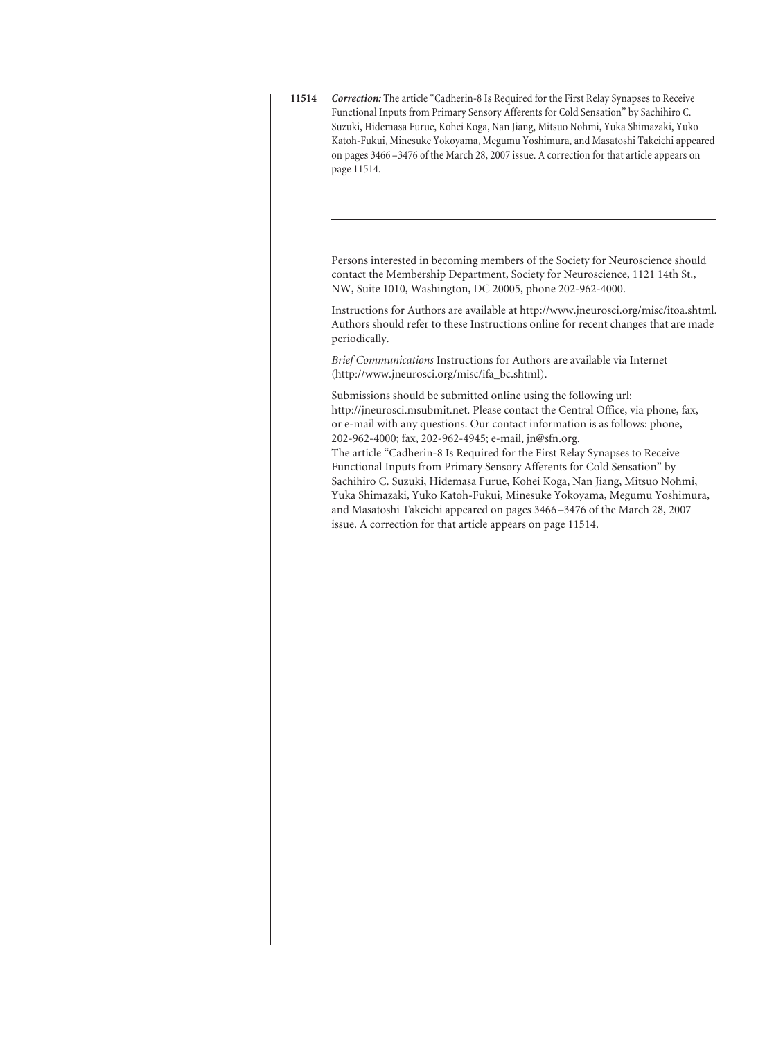**11514** ***Correction:*** The article "Cadherin-8 Is Required for the First Relay Synapses to Receive Functional Inputs from Primary Sensory Afferents for Cold Sensation" by Sachihiro C. Suzuki, Hidemasa Furue, Kohei Koga, Nan Jiang, Mitsuo Nohmi, Yuka Shimazaki, Yuko Katoh-Fukui, Minesuke Yokoyama, Megumu Yoshimura, and Masatoshi Takeichi appeared on pages 3466–3476 of the March 28, 2007 issue. A correction for that article appears on page 11514.

---

Persons interested in becoming members of the Society for Neuroscience should contact the Membership Department, Society for Neuroscience, 1121 14th St., NW, Suite 1010, Washington, DC 20005, phone 202-962-4000.

Instructions for Authors are available at http://www.jneurosci.org/misc/itoa.shtml. Authors should refer to these Instructions online for recent changes that are made periodically.

*Brief Communications* Instructions for Authors are available via Internet (http://www.jneurosci.org/misc/ifa_bc.shtml).

Submissions should be submitted online using the following url: http://jneurosci.msubmit.net. Please contact the Central Office, via phone, fax, or e-mail with any questions. Our contact information is as follows: phone, 202-962-4000; fax, 202-962-4945; e-mail, jn@sfn.org.
The article "Cadherin-8 Is Required for the First Relay Synapses to Receive Functional Inputs from Primary Sensory Afferents for Cold Sensation" by Sachihiro C. Suzuki, Hidemasa Furue, Kohei Koga, Nan Jiang, Mitsuo Nohmi, Yuka Shimazaki, Yuko Katoh-Fukui, Minesuke Yokoyama, Megumu Yoshimura, and Masatoshi Takeichi appeared on pages 3466–3476 of the March 28, 2007 issue. A correction for that article appears on page 11514.